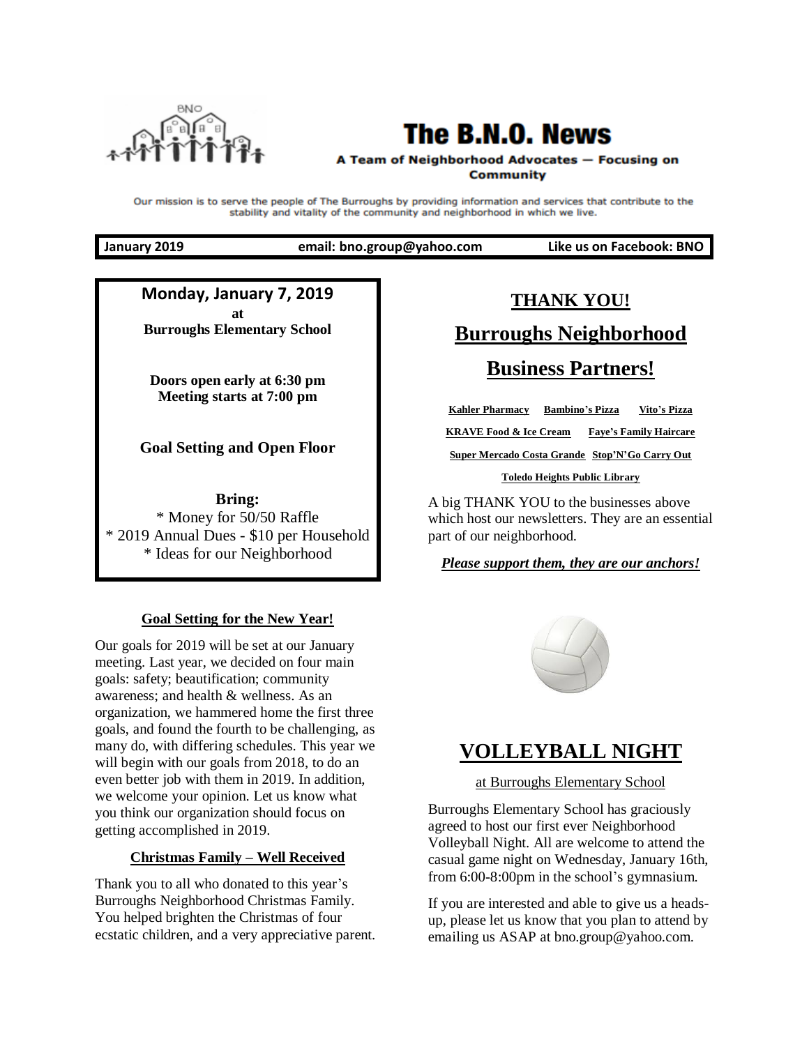# The B.N.O. News

**A Team of Neighborhood Advocates — Focusing on Community**

Our mission is to serve the people of The Burroughs by providing information and services that contribute to the stability and vitality of the community and neighborhood in which we live.

**January 2019** | **email: bno.group@yahoo.com** | **Like us on Facebook: BNO**

---

**Monday, January 7, 2019**
**at**
**Burroughs Elementary School**

**Doors open early at 6:30 pm**
**Meeting starts at 7:00 pm**

**Goal Setting and Open Floor**

**Bring:**
* Money for 50/50 Raffle
* 2019 Annual Dues - $10 per Household
* Ideas for our Neighborhood

---

### Goal Setting for the New Year!

Our goals for 2019 will be set at our January meeting. Last year, we decided on four main goals: safety; beautification; community awareness; and health & wellness. As an organization, we hammered home the first three goals, and found the fourth to be challenging, as many do, with differing schedules. This year we will begin with our goals from 2018, to do an even better job with them in 2019. In addition, we welcome your opinion. Let us know what you think our organization should focus on getting accomplished in 2019.

### Christmas Family – Well Received

Thank you to all who donated to this year's Burroughs Neighborhood Christmas Family. You helped brighten the Christmas of four ecstatic children, and a very appreciative parent.

## THANK YOU!

## Burroughs Neighborhood Business Partners!

**Kahler Pharmacy** **Bambino's Pizza** **Vito's Pizza**
**KRAVE Food & Ice Cream** **Faye's Family Haircare**
**Super Mercado Costa Grande** **Stop'N'Go Carry Out**
**Toledo Heights Public Library**

A big THANK YOU to the businesses above which host our newsletters. They are an essential part of our neighborhood.

***Please support them, they are our anchors!***

## VOLLEYBALL NIGHT

at Burroughs Elementary School

Burroughs Elementary School has graciously agreed to host our first ever Neighborhood Volleyball Night. All are welcome to attend the casual game night on Wednesday, January 16th, from 6:00-8:00pm in the school's gymnasium.

If you are interested and able to give us a heads-up, please let us know that you plan to attend by emailing us ASAP at bno.group@yahoo.com.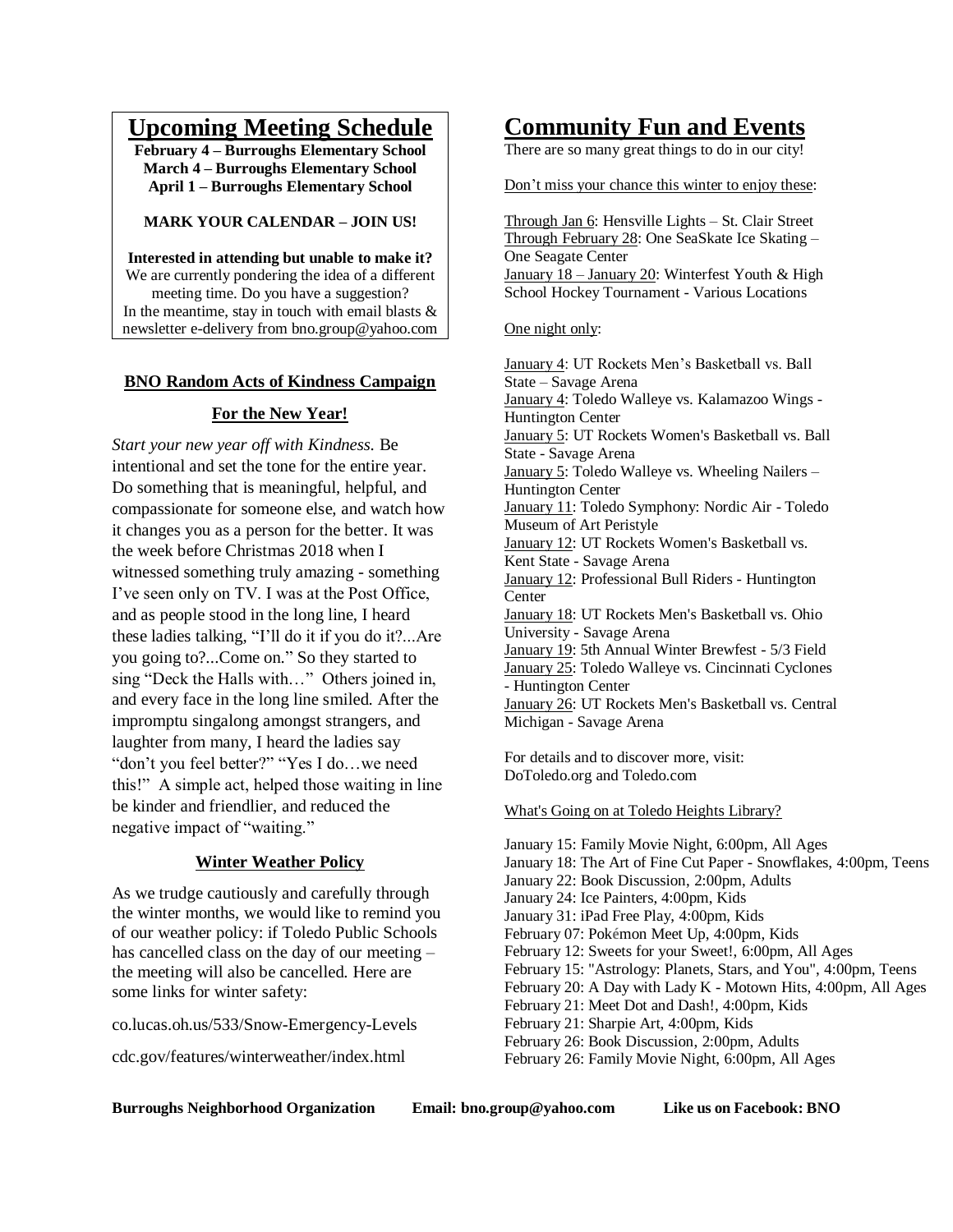## Upcoming Meeting Schedule

**February 4 – Burroughs Elementary School**
**March 4 – Burroughs Elementary School**
**April 1 – Burroughs Elementary School**

**MARK YOUR CALENDAR – JOIN US!**

**Interested in attending but unable to make it?** We are currently pondering the idea of a different meeting time. Do you have a suggestion? In the meantime, stay in touch with email blasts & newsletter e-delivery from bno.group@yahoo.com

### BNO Random Acts of Kindness Campaign

### For the New Year!

*Start your new year off with Kindness.* Be intentional and set the tone for the entire year. Do something that is meaningful, helpful, and compassionate for someone else, and watch how it changes you as a person for the better. It was the week before Christmas 2018 when I witnessed something truly amazing - something I've seen only on TV. I was at the Post Office, and as people stood in the long line, I heard these ladies talking, "I'll do it if you do it?...Are you going to?...Come on." So they started to sing "Deck the Halls with…" Others joined in, and every face in the long line smiled. After the impromptu singalong amongst strangers, and laughter from many, I heard the ladies say "don't you feel better?" "Yes I do…we need this!" A simple act, helped those waiting in line be kinder and friendlier, and reduced the negative impact of "waiting."

### Winter Weather Policy

As we trudge cautiously and carefully through the winter months, we would like to remind you of our weather policy: if Toledo Public Schools has cancelled class on the day of our meeting – the meeting will also be cancelled. Here are some links for winter safety:

co.lucas.oh.us/533/Snow-Emergency-Levels

cdc.gov/features/winterweather/index.html

## Community Fun and Events

There are so many great things to do in our city!

Don't miss your chance this winter to enjoy these:

Through Jan 6: Hensville Lights – St. Clair Street
Through February 28: One SeaSkate Ice Skating – One Seagate Center
January 18 – January 20: Winterfest Youth & High School Hockey Tournament - Various Locations

One night only:

January 4: UT Rockets Men's Basketball vs. Ball State – Savage Arena
January 4: Toledo Walleye vs. Kalamazoo Wings - Huntington Center
January 5: UT Rockets Women's Basketball vs. Ball State - Savage Arena
January 5: Toledo Walleye vs. Wheeling Nailers – Huntington Center
January 11: Toledo Symphony: Nordic Air - Toledo Museum of Art Peristyle
January 12: UT Rockets Women's Basketball vs. Kent State - Savage Arena
January 12: Professional Bull Riders - Huntington Center
January 18: UT Rockets Men's Basketball vs. Ohio University - Savage Arena
January 19: 5th Annual Winter Brewfest - 5/3 Field
January 25: Toledo Walleye vs. Cincinnati Cyclones - Huntington Center
January 26: UT Rockets Men's Basketball vs. Central Michigan - Savage Arena

For details and to discover more, visit: DoToledo.org and Toledo.com

What's Going on at Toledo Heights Library?

January 15: Family Movie Night, 6:00pm, All Ages
January 18: The Art of Fine Cut Paper - Snowflakes, 4:00pm, Teens
January 22: Book Discussion, 2:00pm, Adults
January 24: Ice Painters, 4:00pm, Kids
January 31: iPad Free Play, 4:00pm, Kids
February 07: Pokémon Meet Up, 4:00pm, Kids
February 12: Sweets for your Sweet!, 6:00pm, All Ages
February 15: "Astrology: Planets, Stars, and You", 4:00pm, Teens
February 20: A Day with Lady K - Motown Hits, 4:00pm, All Ages
February 21: Meet Dot and Dash!, 4:00pm, Kids
February 21: Sharpie Art, 4:00pm, Kids
February 26: Book Discussion, 2:00pm, Adults
February 26: Family Movie Night, 6:00pm, All Ages

**Burroughs Neighborhood Organization Email: bno.group@yahoo.com Like us on Facebook: BNO**